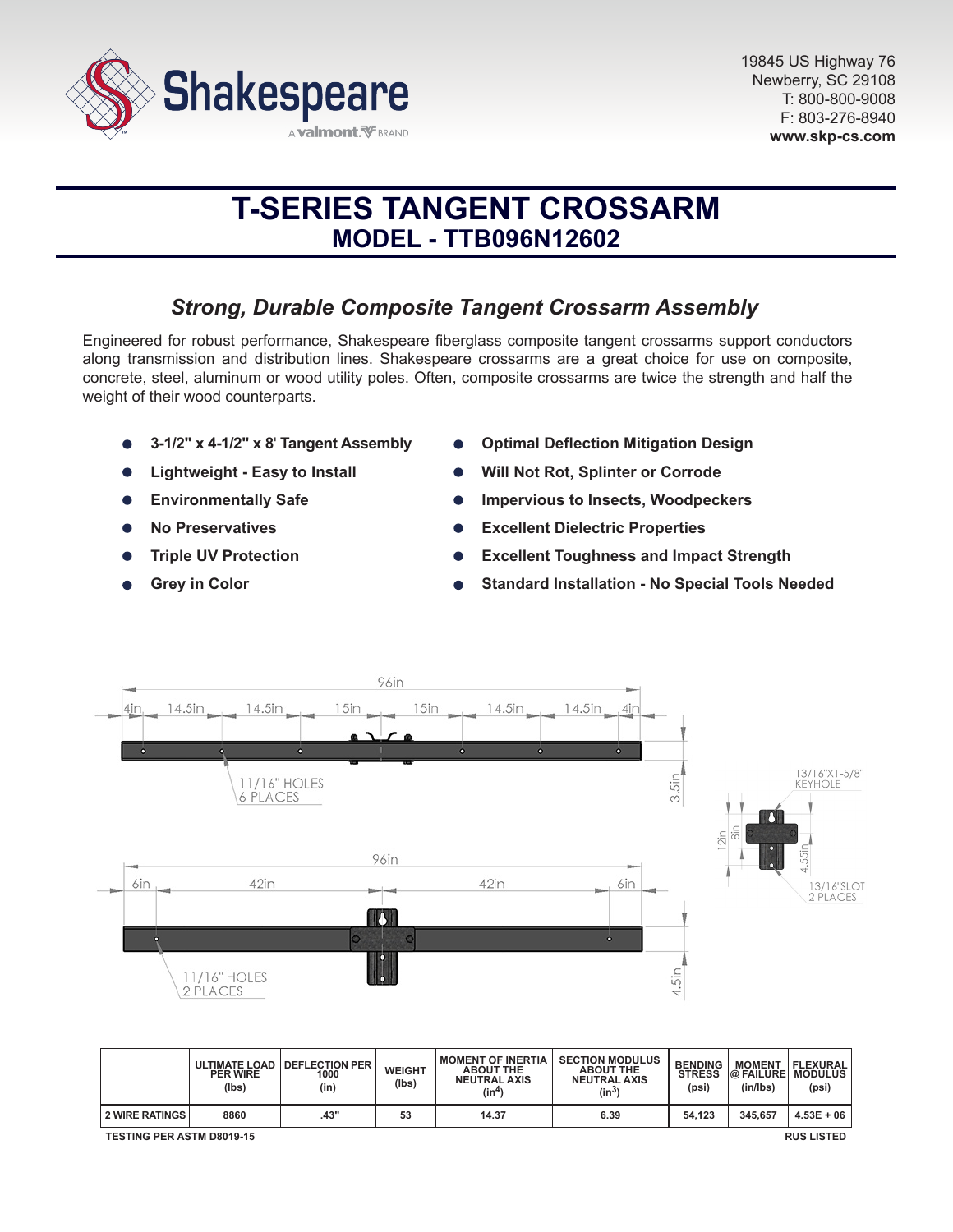Shakespeare
A valmont BRAND

19845 US Highway 76
Newberry, SC 29108
T: 800-800-9008
F: 803-276-8940
**www.skp-cs.com**

# T-SERIES TANGENT CROSSARM
## MODEL - TTB096N12602

### *Strong, Durable Composite Tangent Crossarm Assembly*

Engineered for robust performance, Shakespeare fiberglass composite tangent crossarms support conductors along transmission and distribution lines. Shakespeare crossarms are a great choice for use on composite, concrete, steel, aluminum or wood utility poles. Often, composite crossarms are twice the strength and half the weight of their wood counterparts.

- **3-1/2" x 4-1/2" x 8' Tangent Assembly**
- **Lightweight - Easy to Install**
- **Environmentally Safe**
- **No Preservatives**
- **Triple UV Protection**
- **Grey in Color**
- **Optimal Deflection Mitigation Design**
- **Will Not Rot, Splinter or Corrode**
- **Impervious to Insects, Woodpeckers**
- **Excellent Dielectric Properties**
- **Excellent Toughness and Impact Strength**
- **Standard Installation - No Special Tools Needed**

96in
4in 14.5in 14.5in 15in 15in 14.5in 14.5in 4in
11/16" HOLES 6 PLACES
3.5in

96in
6in 42in 42in 6in
11/16" HOLES 2 PLACES
4.5in

13/16"X1-5/8" KEYHOLE
12in 8in 4.55in
13/16"SLOT 2 PLACES

| | ULTIMATE LOAD PER WIRE (lbs) | DEFLECTION PER 1000 (in) | WEIGHT (lbs) | MOMENT OF INERTIA ABOUT THE NEUTRAL AXIS ($in^4$) | SECTION MODULUS ABOUT THE NEUTRAL AXIS ($in^3$) | BENDING STRESS (psi) | MOMENT @ FAILURE (in/lbs) | FLEXURAL MODULUS (psi) |
|---|---|---|---|---|---|---|---|---|
| 2 WIRE RATINGS | 8860 | .43" | 53 | 14.37 | 6.39 | 54,123 | 345,657 | 4.53E + 06 |

TESTING PER ASTM D8019-15

RUS LISTED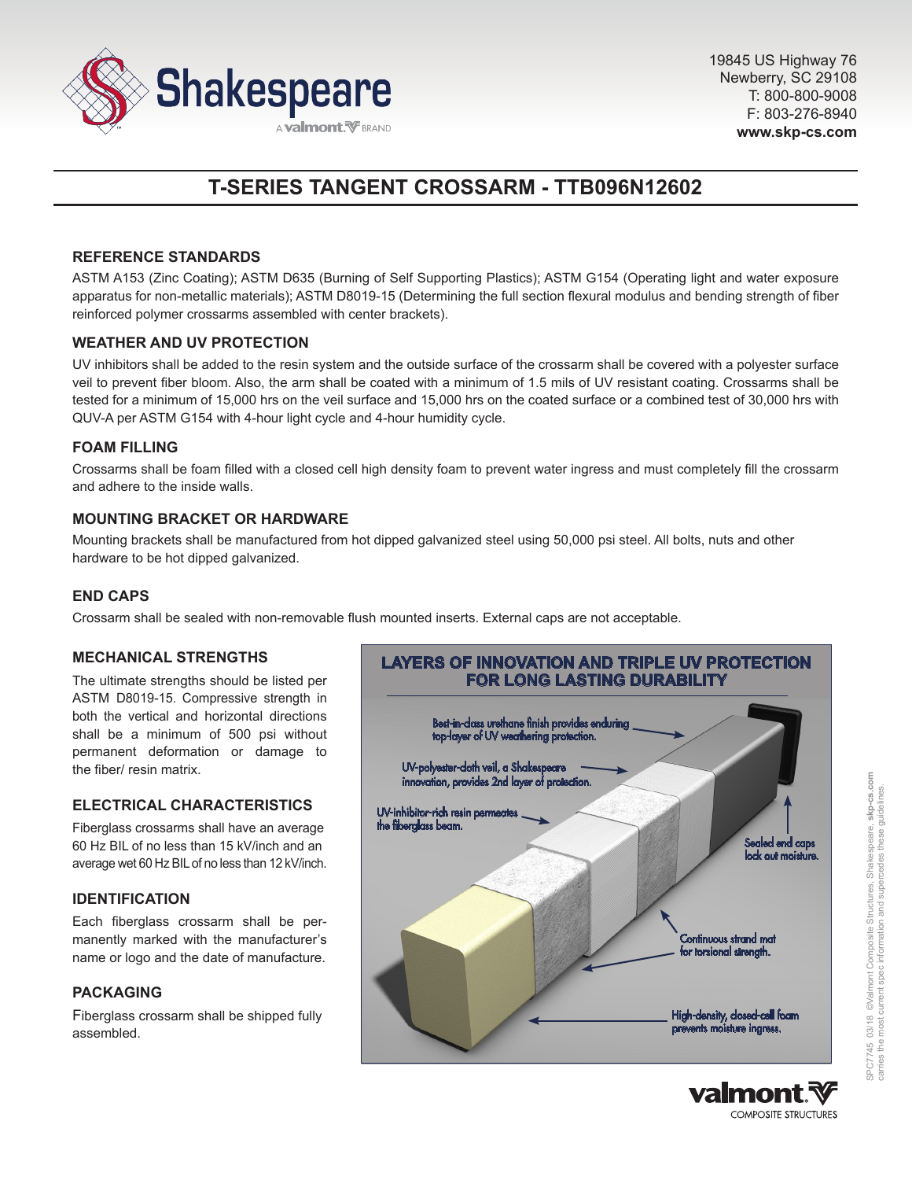# T-SERIES TANGENT CROSSARM - TTB096N12602

### REFERENCE STANDARDS

ASTM A153 (Zinc Coating); ASTM D635 (Burning of Self Supporting Plastics); ASTM G154 (Operating light and water exposure apparatus for non-metallic materials); ASTM D8019-15 (Determining the full section flexural modulus and bending strength of fiber reinforced polymer crossarms assembled with center brackets).

### WEATHER AND UV PROTECTION

UV inhibitors shall be added to the resin system and the outside surface of the crossarm shall be covered with a polyester surface veil to prevent fiber bloom. Also, the arm shall be coated with a minimum of 1.5 mils of UV resistant coating. Crossarms shall be tested for a minimum of 15,000 hrs on the veil surface and 15,000 hrs on the coated surface or a combined test of 30,000 hrs with QUV-A per ASTM G154 with 4-hour light cycle and 4-hour humidity cycle.

### FOAM FILLING

Crossarms shall be foam filled with a closed cell high density foam to prevent water ingress and must completely fill the crossarm and adhere to the inside walls.

### MOUNTING BRACKET OR HARDWARE

Mounting brackets shall be manufactured from hot dipped galvanized steel using 50,000 psi steel. All bolts, nuts and other hardware to be hot dipped galvanized.

### END CAPS

Crossarm shall be sealed with non-removable flush mounted inserts. External caps are not acceptable.

### MECHANICAL STRENGTHS

The ultimate strengths should be listed per ASTM D8019-15. Compressive strength in both the vertical and horizontal directions shall be a minimum of 500 psi without permanent deformation or damage to the fiber/ resin matrix.

### ELECTRICAL CHARACTERISTICS

Fiberglass crossarms shall have an average 60 Hz BIL of no less than 15 kV/inch and an average wet 60 Hz BIL of no less than 12 kV/inch.

### IDENTIFICATION

Each fiberglass crossarm shall be permanently marked with the manufacturer's name or logo and the date of manufacture.

### PACKAGING

Fiberglass crossarm shall be shipped fully assembled.

**LAYERS OF INNOVATION AND TRIPLE UV PROTECTION FOR LONG LASTING DURABILITY**

Best-in-class urethane finish provides enduring top-layer of UV weathering protection.

UV-polyester-cloth veil, a Shakespeare innovation, provides 2nd layer of protection.

UV-inhibitor-rich resin permeates the fiberglass beam.

Sealed end caps lock out moisture.

Continuous strand mat for torsional strength.

High-density, closed-cell foam prevents moisture ingress.

SPC7745 03/18 ©Valmont Composite Structures, Shakespeare, skp-cs.com carries the most current spec information and supercedes these guidelines.